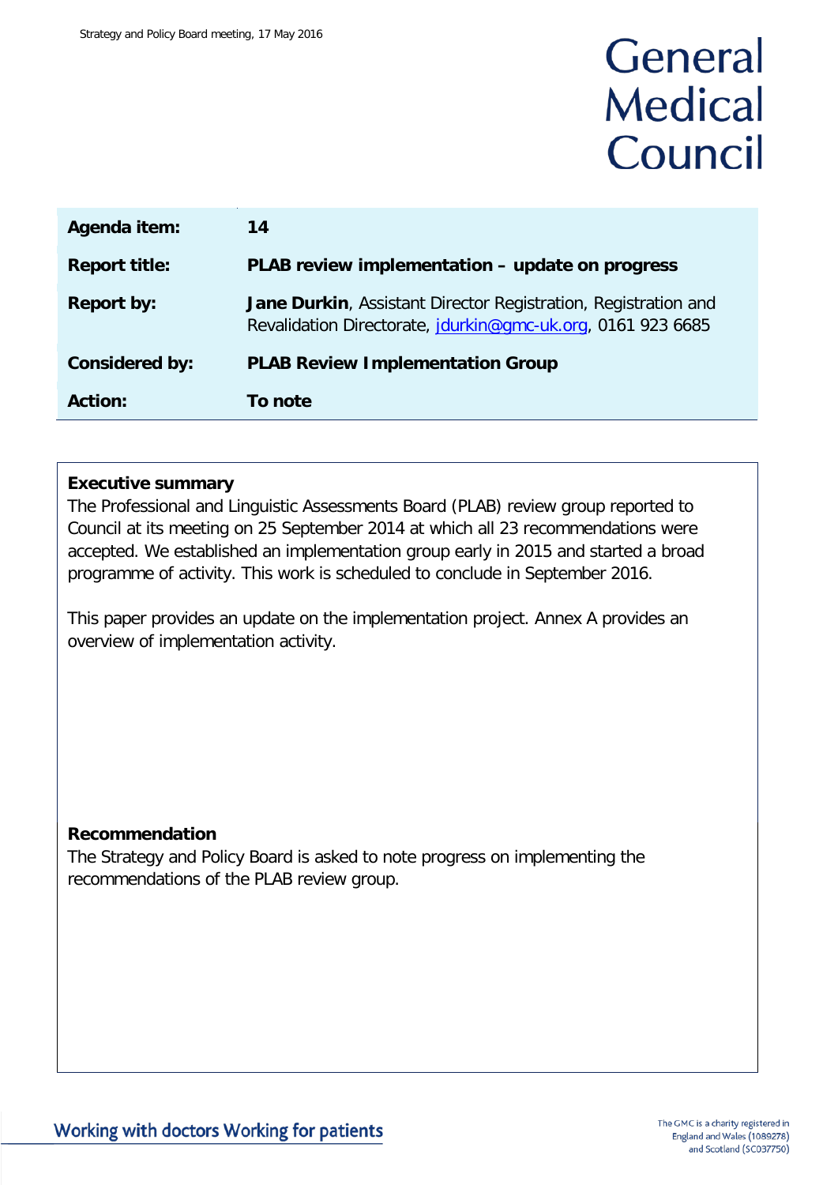# General Medical Council

| | |
|---|---|
| **Agenda item:** | **14** |
| **Report title:** | **PLAB review implementation – update on progress** |
| **Report by:** | **Jane Durkin**, Assistant Director Registration, Registration and Revalidation Directorate, jdurkin@gmc-uk.org, 0161 923 6685 |
| **Considered by:** | **PLAB Review Implementation Group** |
| **Action:** | **To note** |

**Executive summary**

The Professional and Linguistic Assessments Board (PLAB) review group reported to Council at its meeting on 25 September 2014 at which all 23 recommendations were accepted. We established an implementation group early in 2015 and started a broad programme of activity. This work is scheduled to conclude in September 2016.

This paper provides an update on the implementation project. Annex A provides an overview of implementation activity.

**Recommendation**

The Strategy and Policy Board is asked to note progress on implementing the recommendations of the PLAB review group.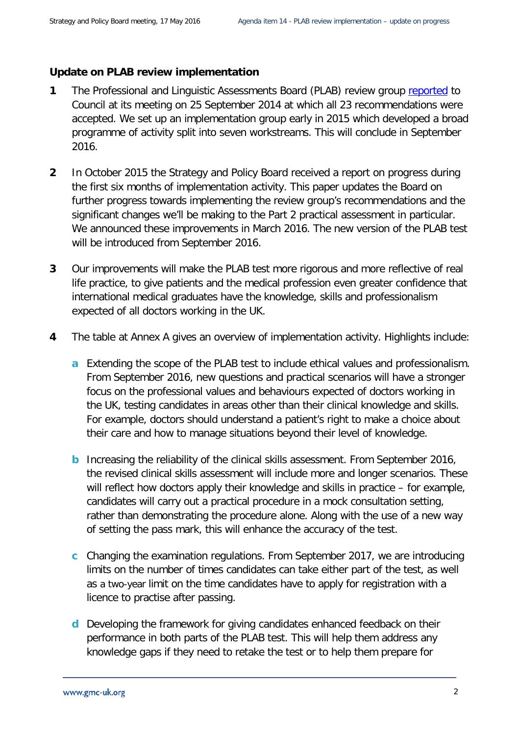**Update on PLAB review implementation**

**1** The Professional and Linguistic Assessments Board (PLAB) review group reported to Council at its meeting on 25 September 2014 at which all 23 recommendations were accepted. We set up an implementation group early in 2015 which developed a broad programme of activity split into seven workstreams. This will conclude in September 2016.

**2** In October 2015 the Strategy and Policy Board received a report on progress during the first six months of implementation activity. This paper updates the Board on further progress towards implementing the review group's recommendations and the significant changes we'll be making to the Part 2 practical assessment in particular. We announced these improvements in March 2016. The new version of the PLAB test will be introduced from September 2016.

**3** Our improvements will make the PLAB test more rigorous and more reflective of real life practice, to give patients and the medical profession even greater confidence that international medical graduates have the knowledge, skills and professionalism expected of all doctors working in the UK.

**4** The table at Annex A gives an overview of implementation activity. Highlights include:

  **a** Extending the scope of the PLAB test to include ethical values and professionalism. From September 2016, new questions and practical scenarios will have a stronger focus on the professional values and behaviours expected of doctors working in the UK, testing candidates in areas other than their clinical knowledge and skills. For example, doctors should understand a patient's right to make a choice about their care and how to manage situations beyond their level of knowledge.

  **b** Increasing the reliability of the clinical skills assessment. From September 2016, the revised clinical skills assessment will include more and longer scenarios. These will reflect how doctors apply their knowledge and skills in practice – for example, candidates will carry out a practical procedure in a mock consultation setting, rather than demonstrating the procedure alone. Along with the use of a new way of setting the pass mark, this will enhance the accuracy of the test.

  **c** Changing the examination regulations. From September 2017, we are introducing limits on the number of times candidates can take either part of the test, as well as a two-year limit on the time candidates have to apply for registration with a licence to practise after passing.

  **d** Developing the framework for giving candidates enhanced feedback on their performance in both parts of the PLAB test. This will help them address any knowledge gaps if they need to retake the test or to help them prepare for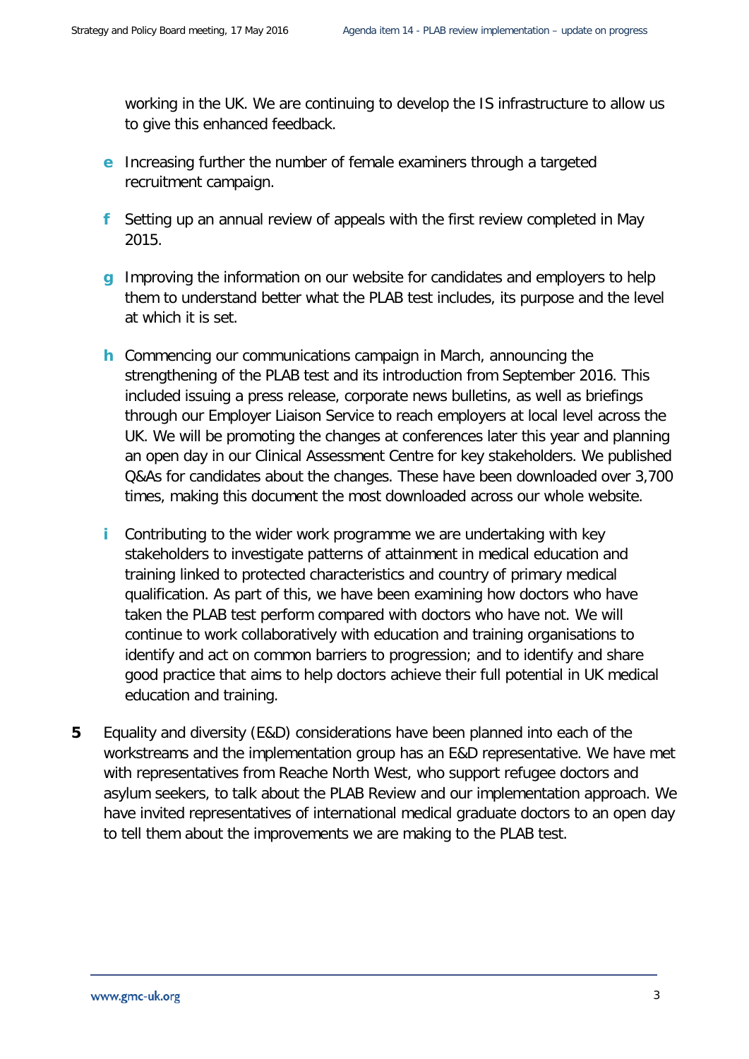working in the UK. We are continuing to develop the IS infrastructure to allow us to give this enhanced feedback.

- **e** Increasing further the number of female examiners through a targeted recruitment campaign.

- **f** Setting up an annual review of appeals with the first review completed in May 2015.

- **g** Improving the information on our website for candidates and employers to help them to understand better what the PLAB test includes, its purpose and the level at which it is set.

- **h** Commencing our communications campaign in March, announcing the strengthening of the PLAB test and its introduction from September 2016. This included issuing a press release, corporate news bulletins, as well as briefings through our Employer Liaison Service to reach employers at local level across the UK. We will be promoting the changes at conferences later this year and planning an open day in our Clinical Assessment Centre for key stakeholders. We published Q&As for candidates about the changes. These have been downloaded over 3,700 times, making this document the most downloaded across our whole website.

- **i** Contributing to the wider work programme we are undertaking with key stakeholders to investigate patterns of attainment in medical education and training linked to protected characteristics and country of primary medical qualification. As part of this, we have been examining how doctors who have taken the PLAB test perform compared with doctors who have not. We will continue to work collaboratively with education and training organisations to identify and act on common barriers to progression; and to identify and share good practice that aims to help doctors achieve their full potential in UK medical education and training.

**5** Equality and diversity (E&D) considerations have been planned into each of the workstreams and the implementation group has an E&D representative. We have met with representatives from Reache North West, who support refugee doctors and asylum seekers, to talk about the PLAB Review and our implementation approach. We have invited representatives of international medical graduate doctors to an open day to tell them about the improvements we are making to the PLAB test.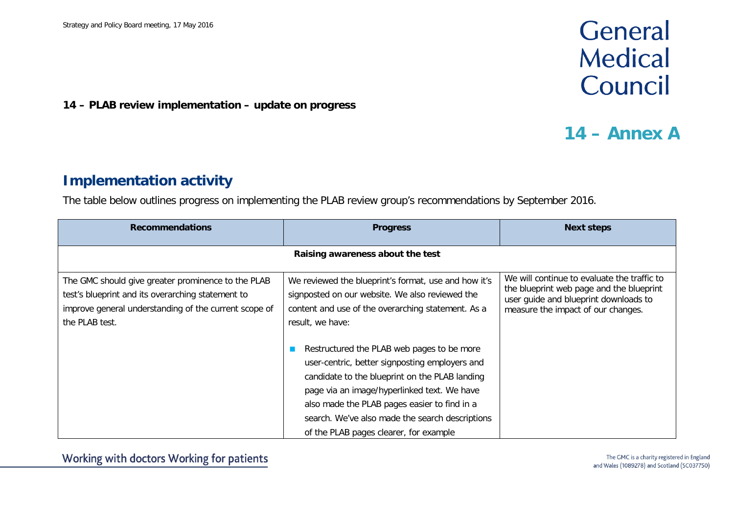**14 – PLAB review implementation – update on progress**

## 14 – Annex A

## Implementation activity

The table below outlines progress on implementing the PLAB review group's recommendations by September 2016.

| Recommendations | Progress | Next steps |
|---|---|---|
| **Raising awareness about the test** | | |
| The GMC should give greater prominence to the PLAB test's blueprint and its overarching statement to improve general understanding of the current scope of the PLAB test. | We reviewed the blueprint's format, use and how it's signposted on our website. We also reviewed the content and use of the overarching statement. As a result, we have:<br><br>- Restructured the PLAB web pages to be more user-centric, better signposting employers and candidate to the blueprint on the PLAB landing page via an image/hyperlinked text. We have also made the PLAB pages easier to find in a search. We've also made the search descriptions of the PLAB pages clearer, for example | We will continue to evaluate the traffic to the blueprint web page and the blueprint user guide and blueprint downloads to measure the impact of our changes. |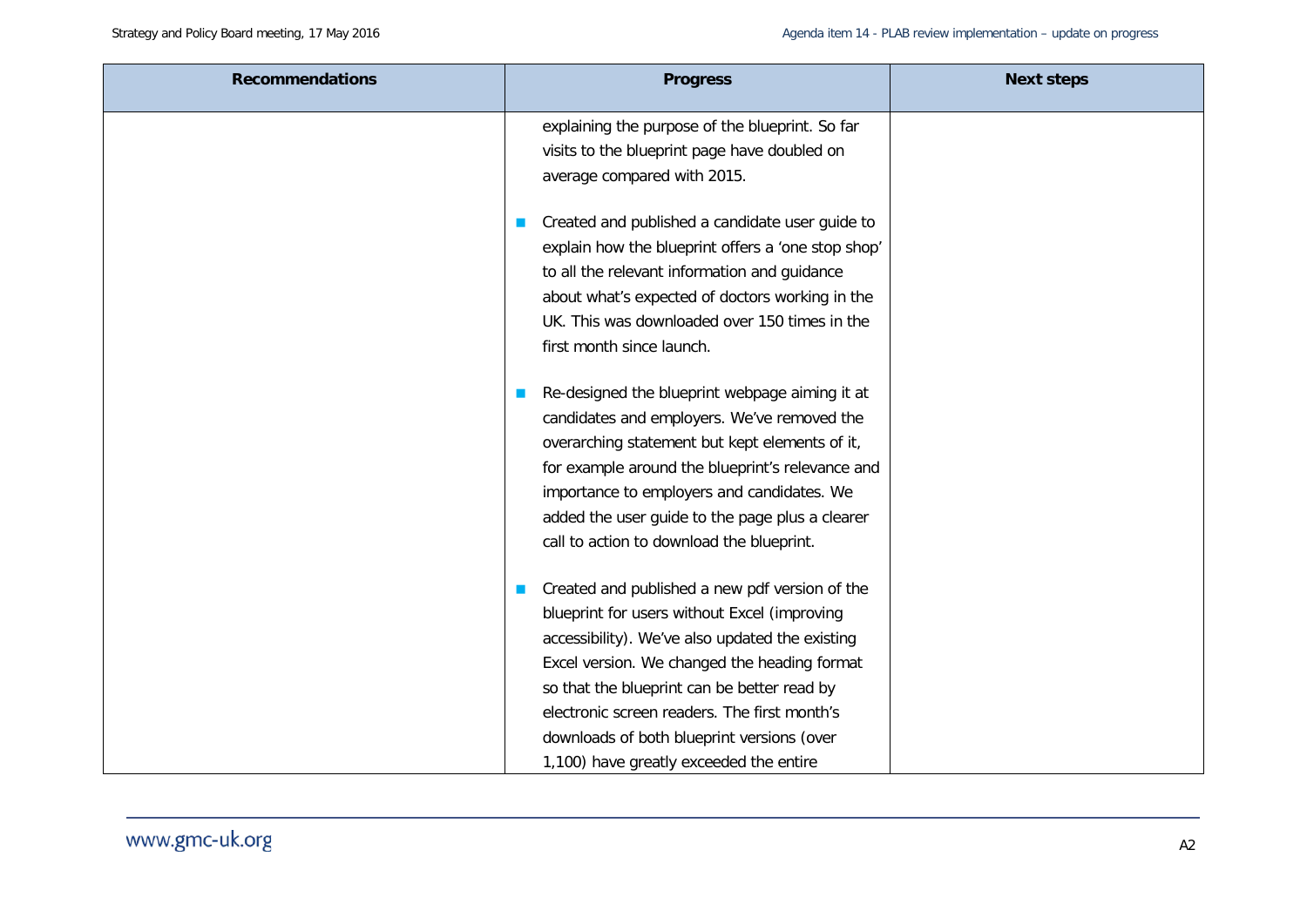| Recommendations | Progress | Next steps |
|---|---|---|
| | explaining the purpose of the blueprint. So far visits to the blueprint page have doubled on average compared with 2015.<br><br>■ Created and published a candidate user guide to explain how the blueprint offers a 'one stop shop' to all the relevant information and guidance about what's expected of doctors working in the UK. This was downloaded over 150 times in the first month since launch.<br><br>■ Re-designed the blueprint webpage aiming it at candidates and employers. We've removed the overarching statement but kept elements of it, for example around the blueprint's relevance and importance to employers and candidates. We added the user guide to the page plus a clearer call to action to download the blueprint.<br><br>■ Created and published a new pdf version of the blueprint for users without Excel (improving accessibility). We've also updated the existing Excel version. We changed the heading format so that the blueprint can be better read by electronic screen readers. The first month's downloads of both blueprint versions (over 1,100) have greatly exceeded the entire | |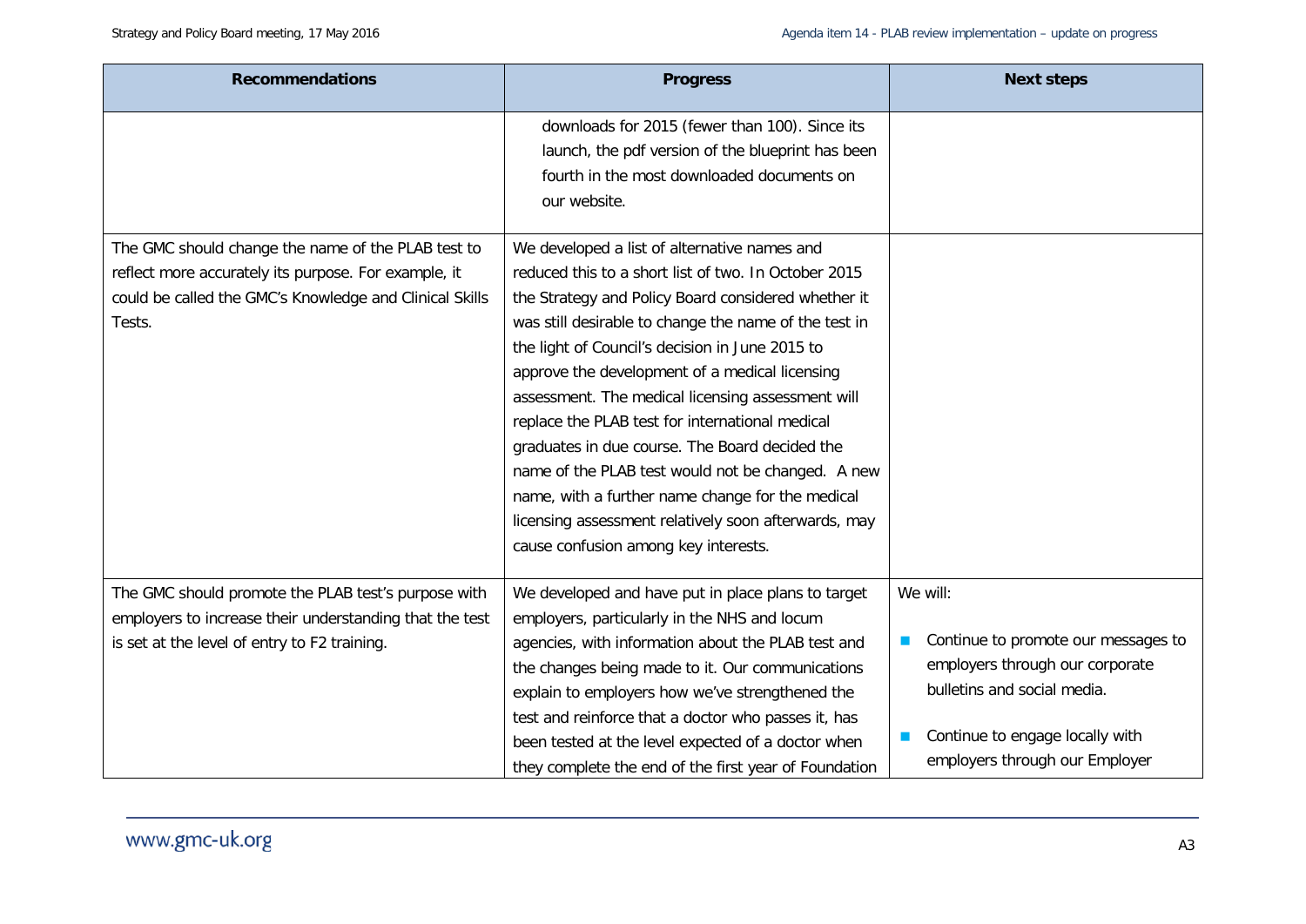| Recommendations | Progress | Next steps |
|---|---|---|
| | downloads for 2015 (fewer than 100). Since its launch, the pdf version of the blueprint has been fourth in the most downloaded documents on our website. | |
| The GMC should change the name of the PLAB test to reflect more accurately its purpose. For example, it could be called the GMC's Knowledge and Clinical Skills Tests. | We developed a list of alternative names and reduced this to a short list of two. In October 2015 the Strategy and Policy Board considered whether it was still desirable to change the name of the test in the light of Council's decision in June 2015 to approve the development of a medical licensing assessment. The medical licensing assessment will replace the PLAB test for international medical graduates in due course. The Board decided the name of the PLAB test would not be changed. A new name, with a further name change for the medical licensing assessment relatively soon afterwards, may cause confusion among key interests. | |
| The GMC should promote the PLAB test's purpose with employers to increase their understanding that the test is set at the level of entry to F2 training. | We developed and have put in place plans to target employers, particularly in the NHS and locum agencies, with information about the PLAB test and the changes being made to it. Our communications explain to employers how we've strengthened the test and reinforce that a doctor who passes it, has been tested at the level expected of a doctor when they complete the end of the first year of Foundation | We will:<br><br>- Continue to promote our messages to employers through our corporate bulletins and social media.<br><br>- Continue to engage locally with employers through our Employer |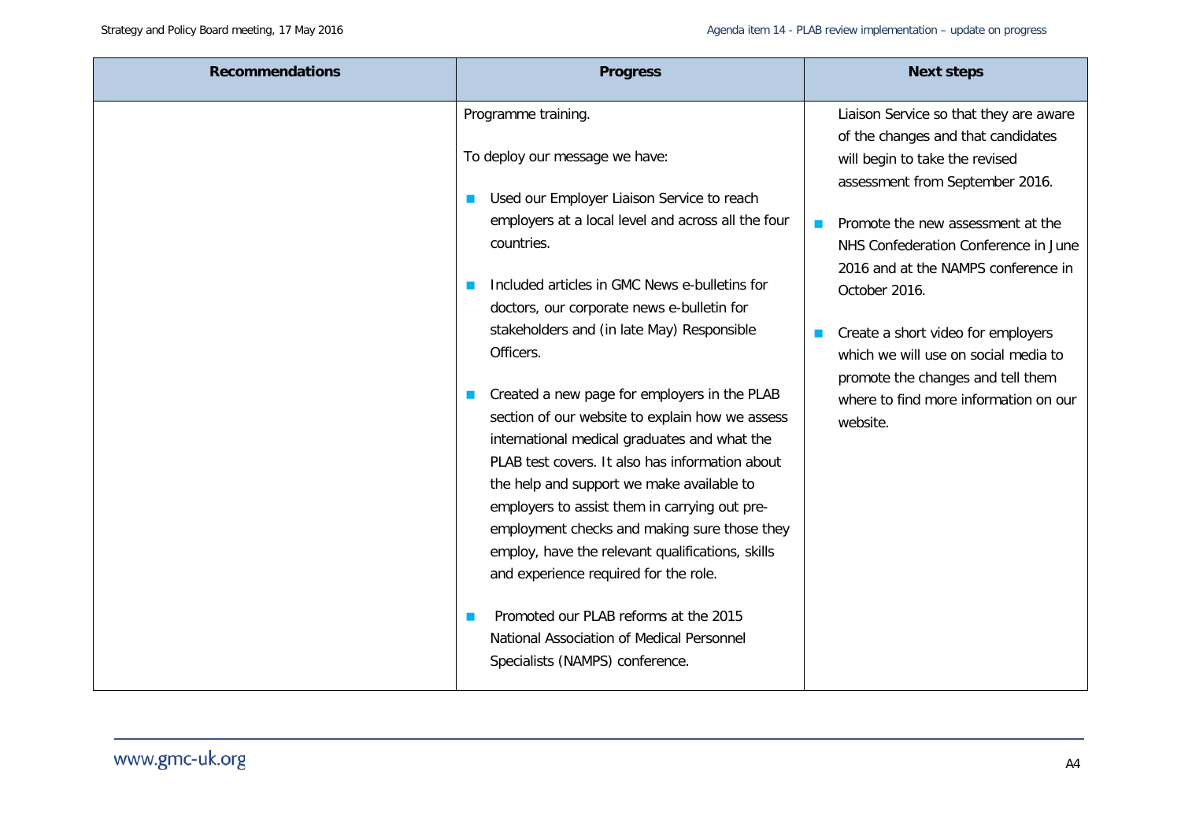| Recommendations | Progress | Next steps |
| --- | --- | --- |
| | Programme training.<br><br>To deploy our message we have:<br><br>- Used our Employer Liaison Service to reach employers at a local level and across all the four countries.<br><br>- Included articles in GMC News e-bulletins for doctors, our corporate news e-bulletin for stakeholders and (in late May) Responsible Officers.<br><br>- Created a new page for employers in the PLAB section of our website to explain how we assess international medical graduates and what the PLAB test covers. It also has information about the help and support we make available to employers to assist them in carrying out pre-employment checks and making sure those they employ, have the relevant qualifications, skills and experience required for the role.<br><br>- Promoted our PLAB reforms at the 2015 National Association of Medical Personnel Specialists (NAMPS) conference. | Liaison Service so that they are aware of the changes and that candidates will begin to take the revised assessment from September 2016.<br><br>- Promote the new assessment at the NHS Confederation Conference in June 2016 and at the NAMPS conference in October 2016.<br><br>- Create a short video for employers which we will use on social media to promote the changes and tell them where to find more information on our website. |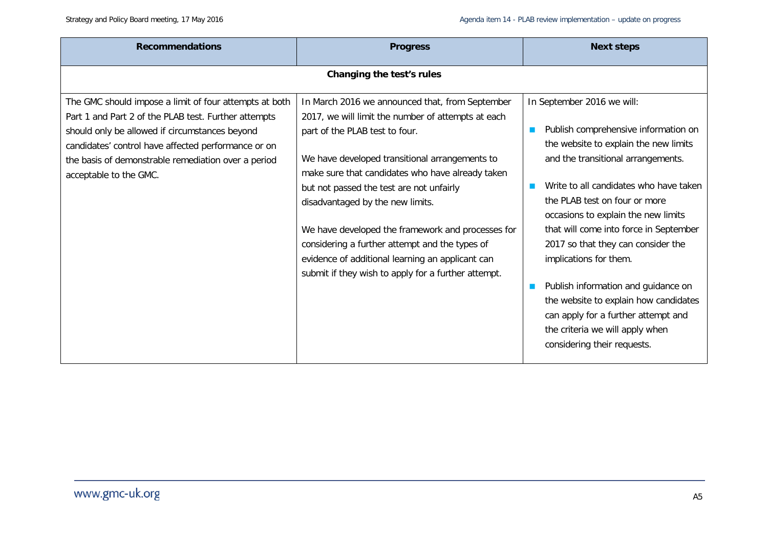| Recommendations | Progress | Next steps |
|---|---|---|
| **Changing the test's rules** | | |
| The GMC should impose a limit of four attempts at both Part 1 and Part 2 of the PLAB test. Further attempts should only be allowed if circumstances beyond candidates' control have affected performance or on the basis of demonstrable remediation over a period acceptable to the GMC. | In March 2016 we announced that, from September 2017, we will limit the number of attempts at each part of the PLAB test to four.<br><br>We have developed transitional arrangements to make sure that candidates who have already taken but not passed the test are not unfairly disadvantaged by the new limits.<br><br>We have developed the framework and processes for considering a further attempt and the types of evidence of additional learning an applicant can submit if they wish to apply for a further attempt. | In September 2016 we will:<br><br>- Publish comprehensive information on the website to explain the new limits and the transitional arrangements.<br>- Write to all candidates who have taken the PLAB test on four or more occasions to explain the new limits that will come into force in September 2017 so that they can consider the implications for them.<br>- Publish information and guidance on the website to explain how candidates can apply for a further attempt and the criteria we will apply when considering their requests. |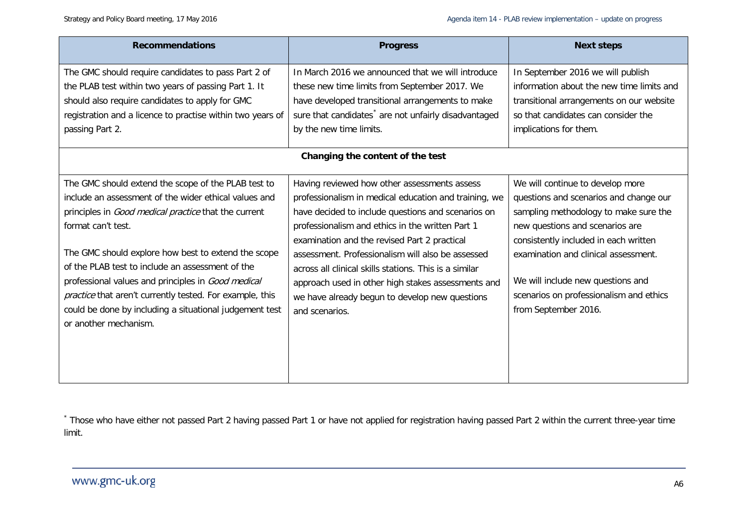| Recommendations | Progress | Next steps |
|---|---|---|
| The GMC should require candidates to pass Part 2 of the PLAB test within two years of passing Part 1. It should also require candidates to apply for GMC registration and a licence to practise within two years of passing Part 2. | In March 2016 we announced that we will introduce these new time limits from September 2017. We have developed transitional arrangements to make sure that candidates* are not unfairly disadvantaged by the new time limits. | In September 2016 we will publish information about the new time limits and transitional arrangements on our website so that candidates can consider the implications for them. |
| **Changing the content of the test** | | |
| The GMC should extend the scope of the PLAB test to include an assessment of the wider ethical values and principles in *Good medical practice* that the current format can't test.<br><br>The GMC should explore how best to extend the scope of the PLAB test to include an assessment of the professional values and principles in *Good medical practice* that aren't currently tested. For example, this could be done by including a situational judgement test or another mechanism. | Having reviewed how other assessments assess professionalism in medical education and training, we have decided to include questions and scenarios on professionalism and ethics in the written Part 1 examination and the revised Part 2 practical assessment. Professionalism will also be assessed across all clinical skills stations. This is a similar approach used in other high stakes assessments and we have already begun to develop new questions and scenarios. | We will continue to develop more questions and scenarios and change our sampling methodology to make sure the new questions and scenarios are consistently included in each written examination and clinical assessment.<br><br>We will include new questions and scenarios on professionalism and ethics from September 2016. |

* Those who have either not passed Part 2 having passed Part 1 or have not applied for registration having passed Part 2 within the current three-year time limit.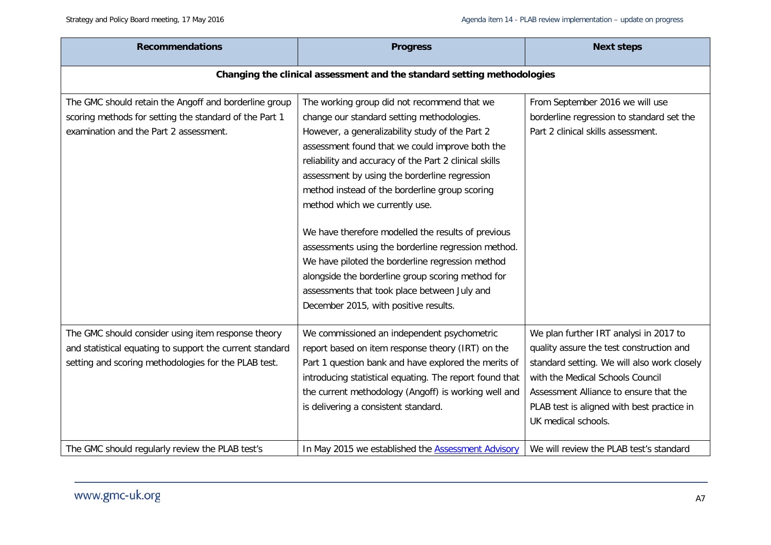| Recommendations | Progress | Next steps |
|---|---|---|
| **Changing the clinical assessment and the standard setting methodologies** | | |
| The GMC should retain the Angoff and borderline group scoring methods for setting the standard of the Part 1 examination and the Part 2 assessment. | The working group did not recommend that we change our standard setting methodologies. However, a generalizability study of the Part 2 assessment found that we could improve both the reliability and accuracy of the Part 2 clinical skills assessment by using the borderline regression method instead of the borderline group scoring method which we currently use.<br><br>We have therefore modelled the results of previous assessments using the borderline regression method. We have piloted the borderline regression method alongside the borderline group scoring method for assessments that took place between July and December 2015, with positive results. | From September 2016 we will use borderline regression to standard set the Part 2 clinical skills assessment. |
| The GMC should consider using item response theory and statistical equating to support the current standard setting and scoring methodologies for the PLAB test. | We commissioned an independent psychometric report based on item response theory (IRT) on the Part 1 question bank and have explored the merits of introducing statistical equating. The report found that the current methodology (Angoff) is working well and is delivering a consistent standard. | We plan further IRT analysi in 2017 to quality assure the test construction and standard setting. We will also work closely with the Medical Schools Council Assessment Alliance to ensure that the PLAB test is aligned with best practice in UK medical schools. |
| The GMC should regularly review the PLAB test's | In May 2015 we established the [Assessment Advisory](#) | We will review the PLAB test's standard |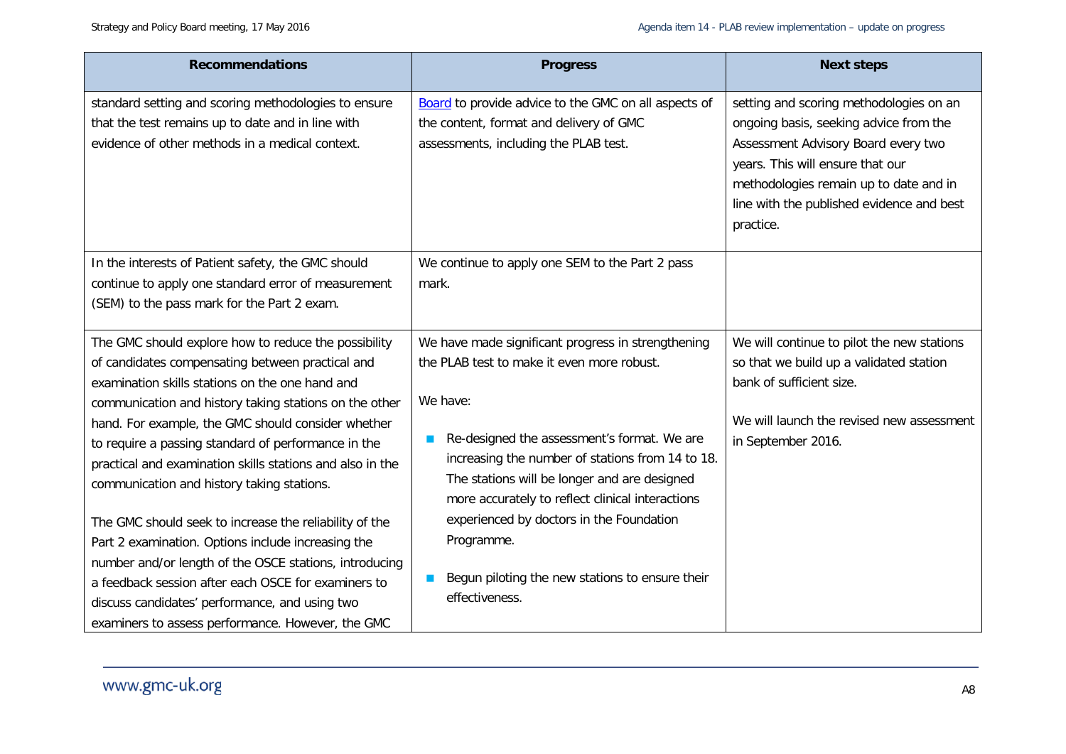| Recommendations | Progress | Next steps |
|---|---|---|
| standard setting and scoring methodologies to ensure that the test remains up to date and in line with evidence of other methods in a medical context. | Board to provide advice to the GMC on all aspects of the content, format and delivery of GMC assessments, including the PLAB test. | setting and scoring methodologies on an ongoing basis, seeking advice from the Assessment Advisory Board every two years. This will ensure that our methodologies remain up to date and in line with the published evidence and best practice. |
| In the interests of Patient safety, the GMC should continue to apply one standard error of measurement (SEM) to the pass mark for the Part 2 exam. | We continue to apply one SEM to the Part 2 pass mark. | |
| The GMC should explore how to reduce the possibility of candidates compensating between practical and examination skills stations on the one hand and communication and history taking stations on the other hand. For example, the GMC should consider whether to require a passing standard of performance in the practical and examination skills stations and also in the communication and history taking stations.<br><br>The GMC should seek to increase the reliability of the Part 2 examination. Options include increasing the number and/or length of the OSCE stations, introducing a feedback session after each OSCE for examiners to discuss candidates' performance, and using two examiners to assess performance. However, the GMC | We have made significant progress in strengthening the PLAB test to make it even more robust.<br><br>We have:<br><br>- Re-designed the assessment's format. We are increasing the number of stations from 14 to 18. The stations will be longer and are designed more accurately to reflect clinical interactions experienced by doctors in the Foundation Programme.<br><br>- Begun piloting the new stations to ensure their effectiveness. | We will continue to pilot the new stations so that we build up a validated station bank of sufficient size.<br><br>We will launch the revised new assessment in September 2016. |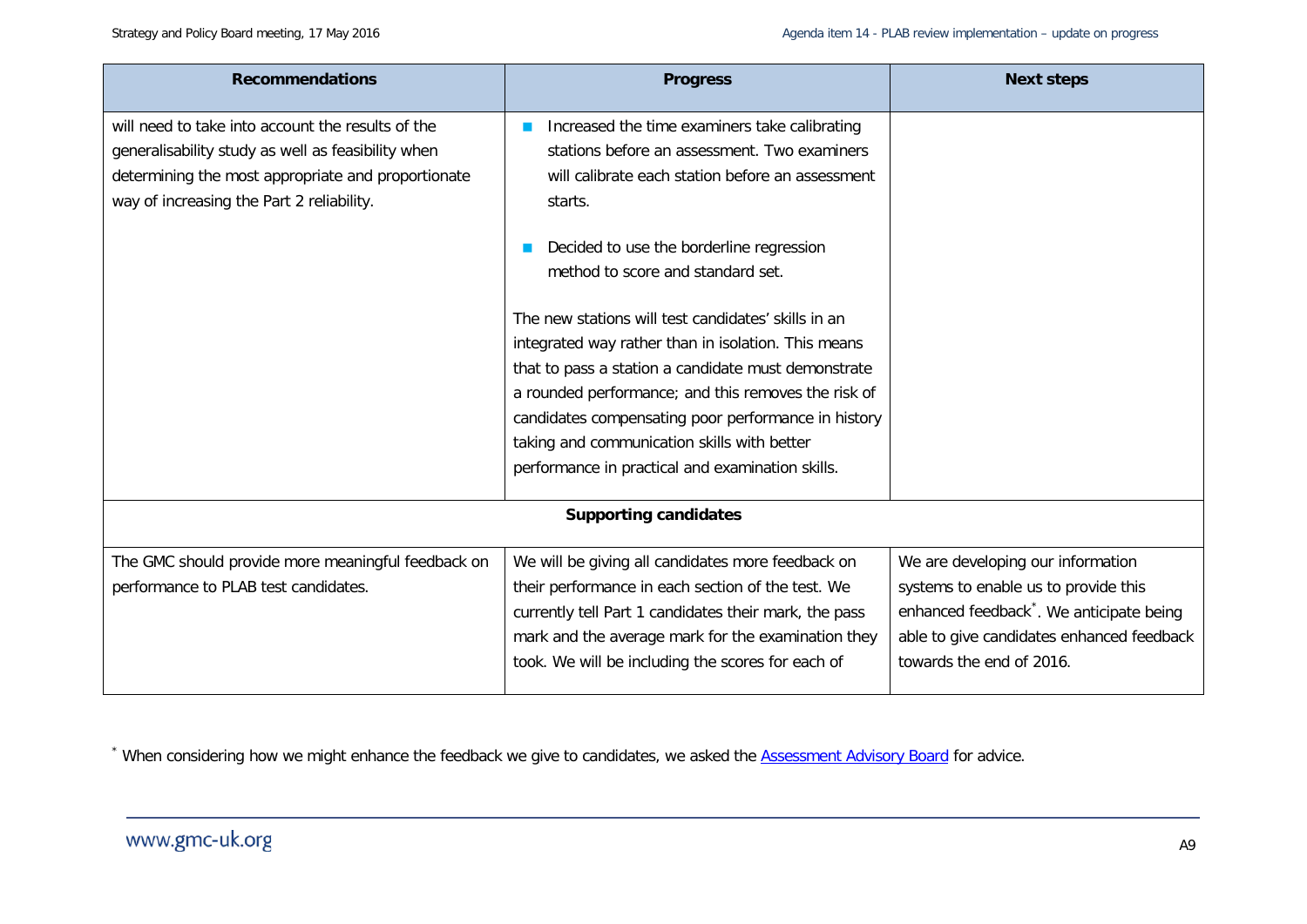| Recommendations | Progress | Next steps |
|---|---|---|
| will need to take into account the results of the generalisability study as well as feasibility when determining the most appropriate and proportionate way of increasing the Part 2 reliability. | - Increased the time examiners take calibrating stations before an assessment. Two examiners will calibrate each station before an assessment starts.<br><br>- Decided to use the borderline regression method to score and standard set.<br><br>The new stations will test candidates' skills in an integrated way rather than in isolation. This means that to pass a station a candidate must demonstrate a rounded performance; and this removes the risk of candidates compensating poor performance in history taking and communication skills with better performance in practical and examination skills. | |
| **Supporting candidates** | | |
| The GMC should provide more meaningful feedback on performance to PLAB test candidates. | We will be giving all candidates more feedback on their performance in each section of the test. We currently tell Part 1 candidates their mark, the pass mark and the average mark for the examination they took. We will be including the scores for each of | We are developing our information systems to enable us to provide this enhanced feedback*. We anticipate being able to give candidates enhanced feedback towards the end of 2016. |

* When considering how we might enhance the feedback we give to candidates, we asked the Assessment Advisory Board for advice.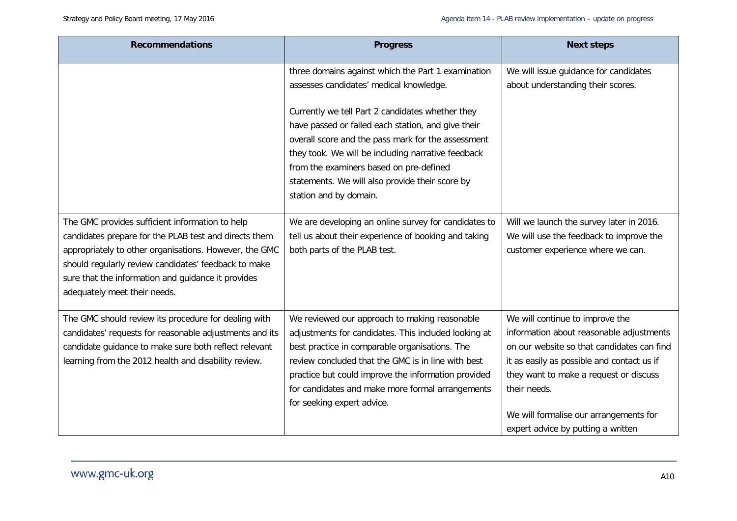| Recommendations | Progress | Next steps |
|---|---|---|
| | three domains against which the Part 1 examination assesses candidates' medical knowledge.<br><br>Currently we tell Part 2 candidates whether they have passed or failed each station, and give their overall score and the pass mark for the assessment they took. We will be including narrative feedback from the examiners based on pre-defined statements. We will also provide their score by station and by domain. | We will issue guidance for candidates about understanding their scores. |
| The GMC provides sufficient information to help candidates prepare for the PLAB test and directs them appropriately to other organisations. However, the GMC should regularly review candidates' feedback to make sure that the information and guidance it provides adequately meet their needs. | We are developing an online survey for candidates to tell us about their experience of booking and taking both parts of the PLAB test. | Will we launch the survey later in 2016. We will use the feedback to improve the customer experience where we can. |
| The GMC should review its procedure for dealing with candidates' requests for reasonable adjustments and its candidate guidance to make sure both reflect relevant learning from the 2012 health and disability review. | We reviewed our approach to making reasonable adjustments for candidates. This included looking at best practice in comparable organisations. The review concluded that the GMC is in line with best practice but could improve the information provided for candidates and make more formal arrangements for seeking expert advice. | We will continue to improve the information about reasonable adjustments on our website so that candidates can find it as easily as possible and contact us if they want to make a request or discuss their needs.<br><br>We will formalise our arrangements for expert advice by putting a written |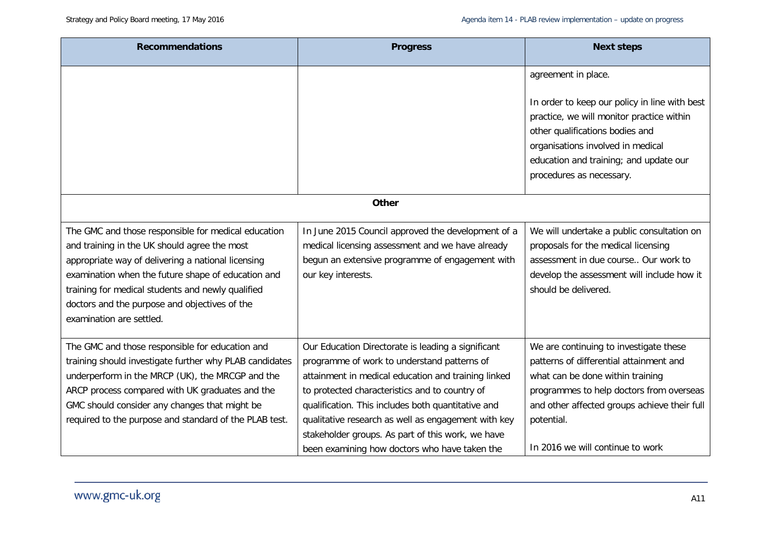| Recommendations | Progress | Next steps |
|---|---|---|
| | | agreement in place.<br><br>In order to keep our policy in line with best practice, we will monitor practice within other qualifications bodies and organisations involved in medical education and training; and update our procedures as necessary. |
| **Other** | | |
| The GMC and those responsible for medical education and training in the UK should agree the most appropriate way of delivering a national licensing examination when the future shape of education and training for medical students and newly qualified doctors and the purpose and objectives of the examination are settled. | In June 2015 Council approved the development of a medical licensing assessment and we have already begun an extensive programme of engagement with our key interests. | We will undertake a public consultation on proposals for the medical licensing assessment in due course.. Our work to develop the assessment will include how it should be delivered. |
| The GMC and those responsible for education and training should investigate further why PLAB candidates underperform in the MRCP (UK), the MRCGP and the ARCP process compared with UK graduates and the GMC should consider any changes that might be required to the purpose and standard of the PLAB test. | Our Education Directorate is leading a significant programme of work to understand patterns of attainment in medical education and training linked to protected characteristics and to country of qualification. This includes both quantitative and qualitative research as well as engagement with key stakeholder groups. As part of this work, we have been examining how doctors who have taken the | We are continuing to investigate these patterns of differential attainment and what can be done within training programmes to help doctors from overseas and other affected groups achieve their full potential.<br><br>In 2016 we will continue to work |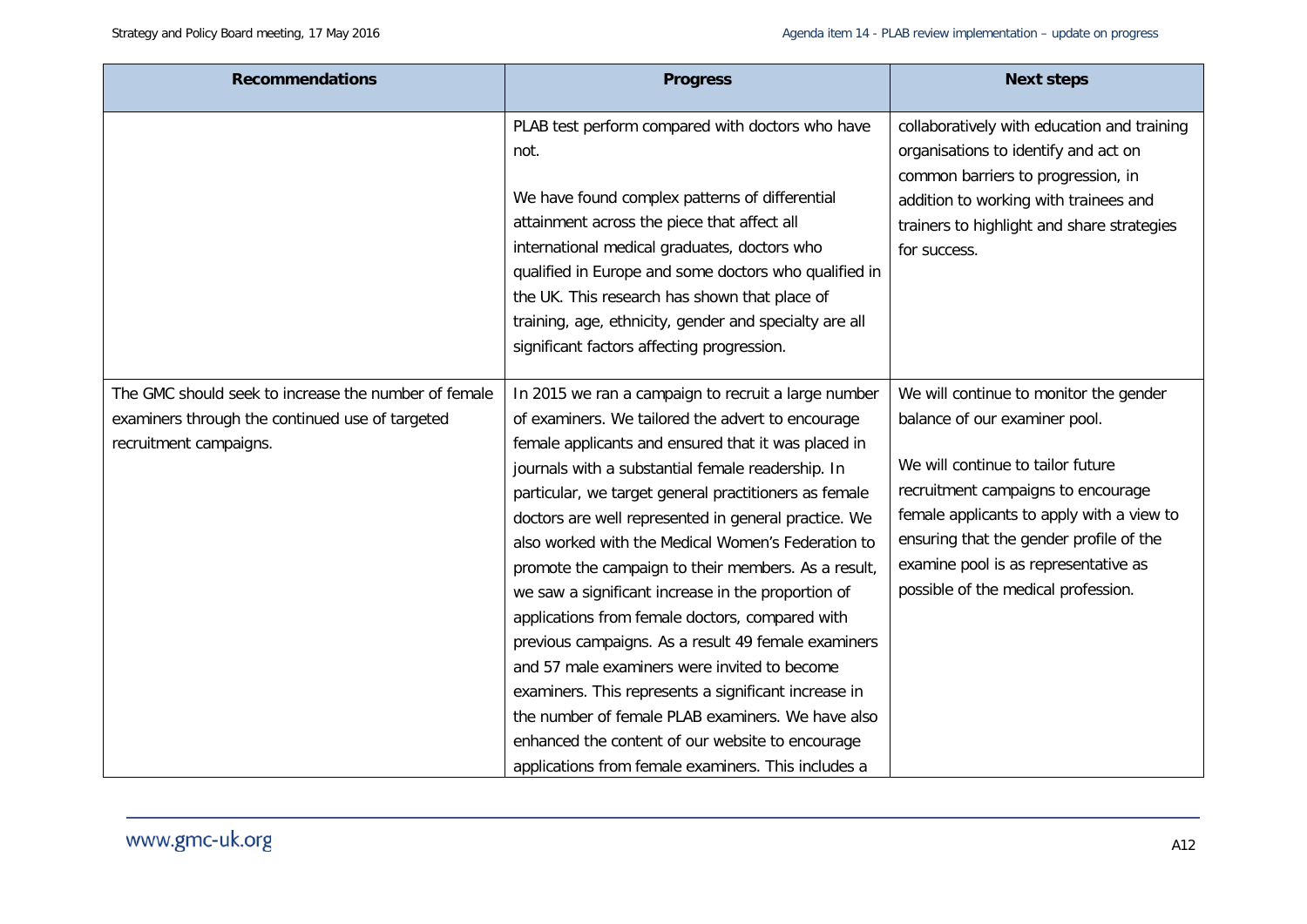| Recommendations | Progress | Next steps |
|---|---|---|
| | PLAB test perform compared with doctors who have not.<br><br>We have found complex patterns of differential attainment across the piece that affect all international medical graduates, doctors who qualified in Europe and some doctors who qualified in the UK. This research has shown that place of training, age, ethnicity, gender and specialty are all significant factors affecting progression. | collaboratively with education and training organisations to identify and act on common barriers to progression, in addition to working with trainees and trainers to highlight and share strategies for success. |
| The GMC should seek to increase the number of female examiners through the continued use of targeted recruitment campaigns. | In 2015 we ran a campaign to recruit a large number of examiners. We tailored the advert to encourage female applicants and ensured that it was placed in journals with a substantial female readership. In particular, we target general practitioners as female doctors are well represented in general practice. We also worked with the Medical Women's Federation to promote the campaign to their members. As a result, we saw a significant increase in the proportion of applications from female doctors, compared with previous campaigns. As a result 49 female examiners and 57 male examiners were invited to become examiners. This represents a significant increase in the number of female PLAB examiners. We have also enhanced the content of our website to encourage applications from female examiners. This includes a | We will continue to monitor the gender balance of our examiner pool.<br><br>We will continue to tailor future recruitment campaigns to encourage female applicants to apply with a view to ensuring that the gender profile of the examine pool is as representative as possible of the medical profession. |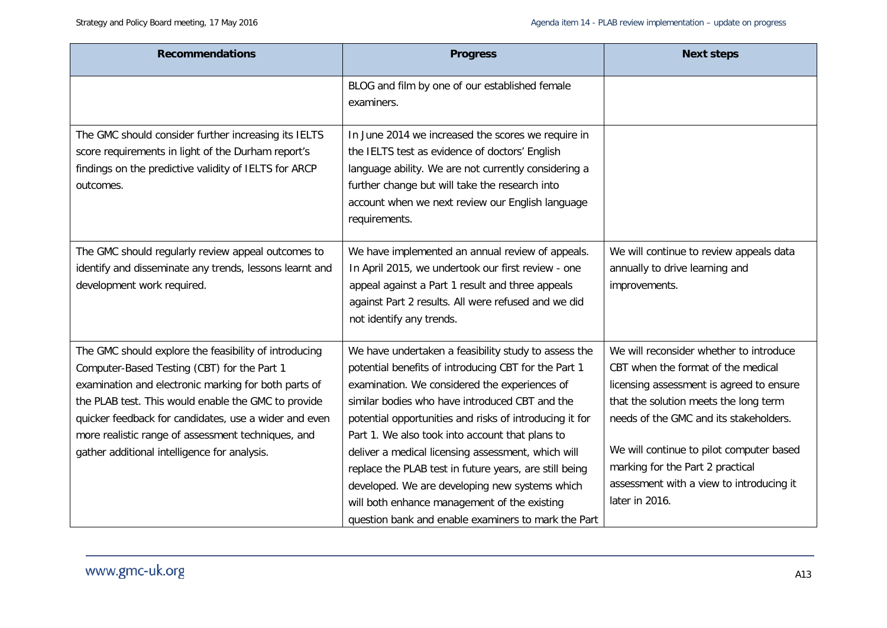| Recommendations | Progress | Next steps |
|---|---|---|
| | BLOG and film by one of our established female examiners. | |
| The GMC should consider further increasing its IELTS score requirements in light of the Durham report's findings on the predictive validity of IELTS for ARCP outcomes. | In June 2014 we increased the scores we require in the IELTS test as evidence of doctors' English language ability. We are not currently considering a further change but will take the research into account when we next review our English language requirements. | |
| The GMC should regularly review appeal outcomes to identify and disseminate any trends, lessons learnt and development work required. | We have implemented an annual review of appeals. In April 2015, we undertook our first review - one appeal against a Part 1 result and three appeals against Part 2 results. All were refused and we did not identify any trends. | We will continue to review appeals data annually to drive learning and improvements. |
| The GMC should explore the feasibility of introducing Computer-Based Testing (CBT) for the Part 1 examination and electronic marking for both parts of the PLAB test. This would enable the GMC to provide quicker feedback for candidates, use a wider and even more realistic range of assessment techniques, and gather additional intelligence for analysis. | We have undertaken a feasibility study to assess the potential benefits of introducing CBT for the Part 1 examination. We considered the experiences of similar bodies who have introduced CBT and the potential opportunities and risks of introducing it for Part 1. We also took into account that plans to deliver a medical licensing assessment, which will replace the PLAB test in future years, are still being developed. We are developing new systems which will both enhance management of the existing question bank and enable examiners to mark the Part | We will reconsider whether to introduce CBT when the format of the medical licensing assessment is agreed to ensure that the solution meets the long term needs of the GMC and its stakeholders.<br><br>We will continue to pilot computer based marking for the Part 2 practical assessment with a view to introducing it later in 2016. |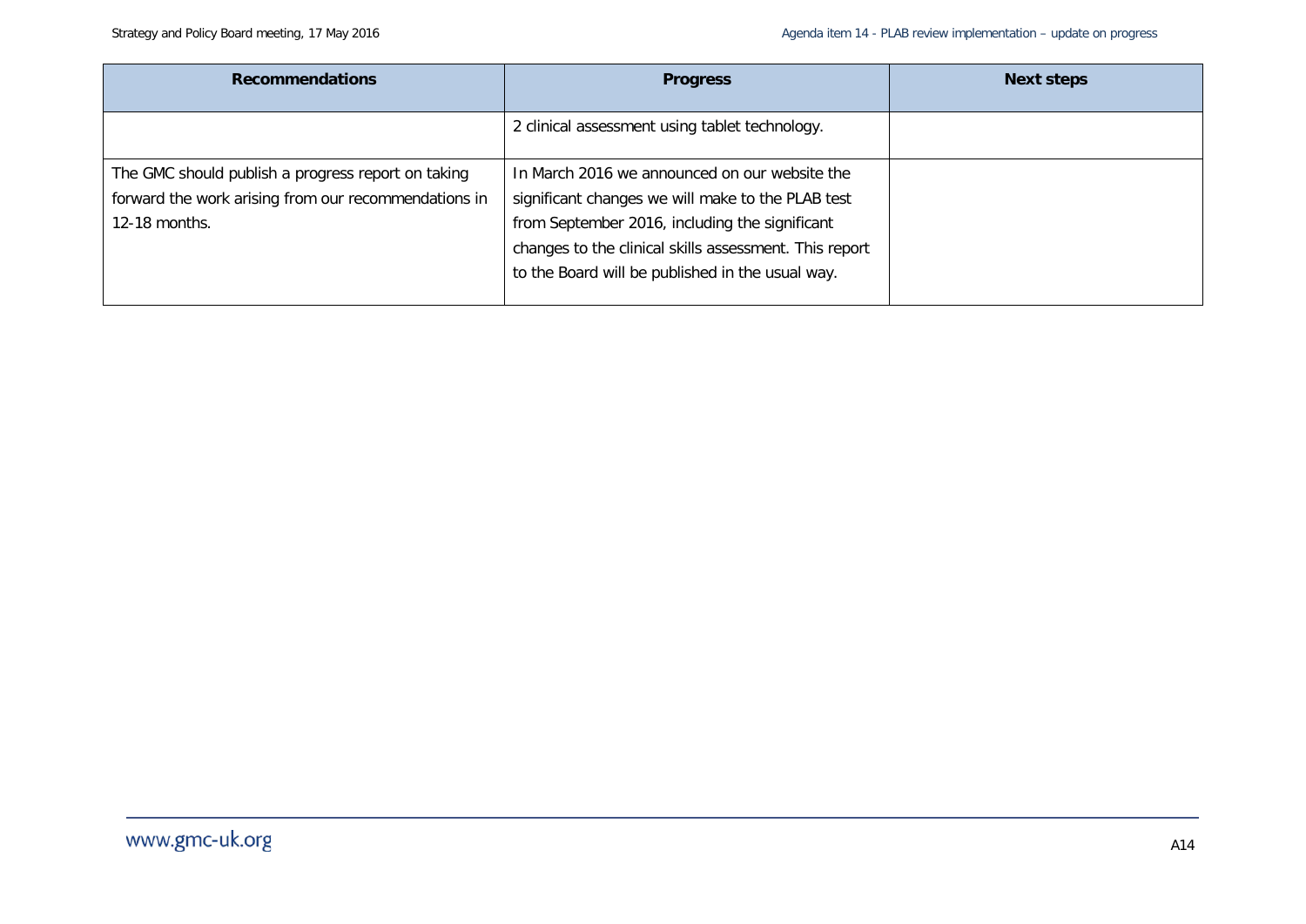| Recommendations | Progress | Next steps |
| --- | --- | --- |
| | 2 clinical assessment using tablet technology. | |
| The GMC should publish a progress report on taking forward the work arising from our recommendations in 12-18 months. | In March 2016 we announced on our website the significant changes we will make to the PLAB test from September 2016, including the significant changes to the clinical skills assessment. This report to the Board will be published in the usual way. | |